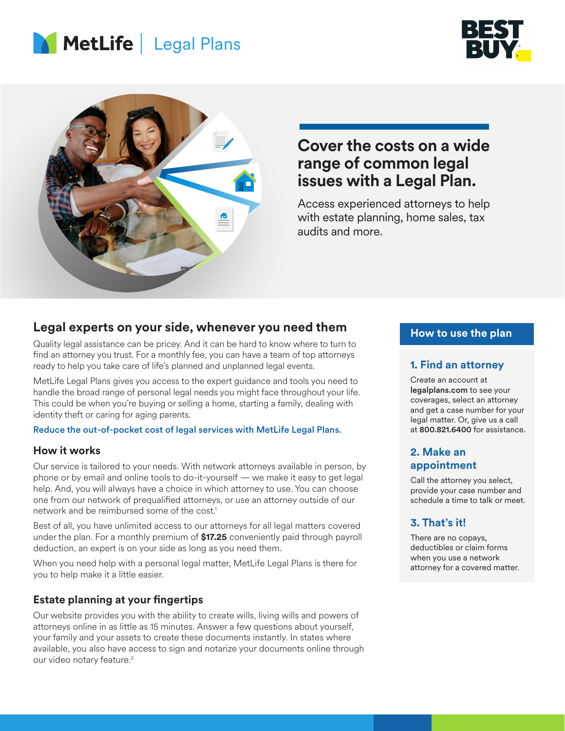MetLife | Legal Plans

BEST BUY

# Cover the costs on a wide range of common legal issues with a Legal Plan.

Access experienced attorneys to help with estate planning, home sales, tax audits and more.

## Legal experts on your side, whenever you need them

Quality legal assistance can be pricey. And it can be hard to know where to turn to find an attorney you trust. For a monthly fee, you can have a team of top attorneys ready to help you take care of life's planned and unplanned legal events.

MetLife Legal Plans gives you access to the expert guidance and tools you need to handle the broad range of personal legal needs you might face throughout your life. This could be when you're buying or selling a home, starting a family, dealing with identity theft or caring for aging parents.

Reduce the out-of-pocket cost of legal services with MetLife Legal Plans.

### How it works

Our service is tailored to your needs. With network attorneys available in person, by phone or by email and online tools to do-it-yourself — we make it easy to get legal help. And, you will always have a choice in which attorney to use. You can choose one from our network of prequalified attorneys, or use an attorney outside of our network and be reimbursed some of the cost.[1]

Best of all, you have unlimited access to our attorneys for all legal matters covered under the plan. For a monthly premium of **$17.25** conveniently paid through payroll deduction, an expert is on your side as long as you need them.

When you need help with a personal legal matter, MetLife Legal Plans is there for you to help make it a little easier.

### Estate planning at your fingertips

Our website provides you with the ability to create wills, living wills and powers of attorneys online in as little as 15 minutes. Answer a few questions about yourself, your family and your assets to create these documents instantly. In states where available, you also have access to sign and notarize your documents online through our video notary feature.[2]

## How to use the plan

### 1. Find an attorney

Create an account at **legalplans.com** to see your coverages, select an attorney and get a case number for your legal matter. Or, give us a call at **800.821.6400** for assistance.

### 2. Make an appointment

Call the attorney you select, provide your case number and schedule a time to talk or meet.

### 3. That's it!

There are no copays, deductibles or claim forms when you use a network attorney for a covered matter.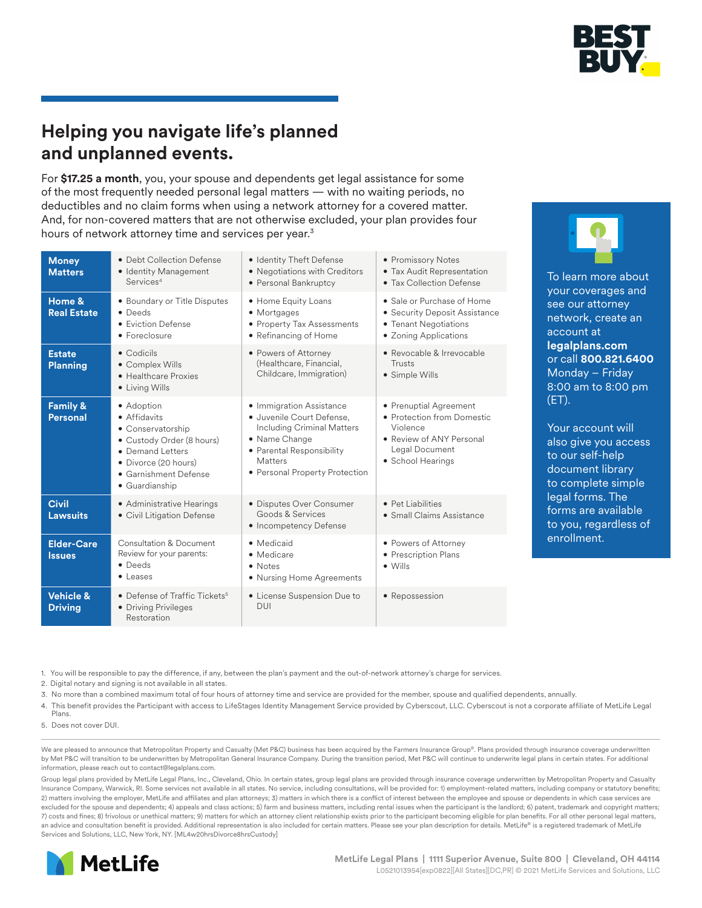# Helping you navigate life's planned and unplanned events.

For **$17.25 a month**, you, your spouse and dependents get legal assistance for some of the most frequently needed personal legal matters — with no waiting periods, no deductibles and no claim forms when using a network attorney for a covered matter. And, for non-covered matters that are not otherwise excluded, your plan provides four hours of network attorney time and services per year.[3]

| | | | |
|---|---|---|---|
| **Money Matters** | • Debt Collection Defense<br>• Identity Management Services[4] | • Identity Theft Defense<br>• Negotiations with Creditors<br>• Personal Bankruptcy | • Promissory Notes<br>• Tax Audit Representation<br>• Tax Collection Defense |
| **Home & Real Estate** | • Boundary or Title Disputes<br>• Deeds<br>• Eviction Defense<br>• Foreclosure | • Home Equity Loans<br>• Mortgages<br>• Property Tax Assessments<br>• Refinancing of Home | • Sale or Purchase of Home<br>• Security Deposit Assistance<br>• Tenant Negotiations<br>• Zoning Applications |
| **Estate Planning** | • Codicils<br>• Complex Wills<br>• Healthcare Proxies<br>• Living Wills | • Powers of Attorney (Healthcare, Financial, Childcare, Immigration) | • Revocable & Irrevocable Trusts<br>• Simple Wills |
| **Family & Personal** | • Adoption<br>• Affidavits<br>• Conservatorship<br>• Custody Order (8 hours)<br>• Demand Letters<br>• Divorce (20 hours)<br>• Garnishment Defense<br>• Guardianship | • Immigration Assistance<br>• Juvenile Court Defense, Including Criminal Matters<br>• Name Change<br>• Parental Responsibility Matters<br>• Personal Property Protection | • Prenuptial Agreement<br>• Protection from Domestic Violence<br>• Review of ANY Personal Legal Document<br>• School Hearings |
| **Civil Lawsuits** | • Administrative Hearings<br>• Civil Litigation Defense | • Disputes Over Consumer Goods & Services<br>• Incompetency Defense | • Pet Liabilities<br>• Small Claims Assistance |
| **Elder-Care Issues** | Consultation & Document Review for your parents:<br>• Deeds<br>• Leases | • Medicaid<br>• Medicare<br>• Notes<br>• Nursing Home Agreements | • Powers of Attorney<br>• Prescription Plans<br>• Wills |
| **Vehicle & Driving** | • Defense of Traffic Tickets[5]<br>• Driving Privileges Restoration | • License Suspension Due to DUI | • Repossession |

To learn more about your coverages and see our attorney network, create an account at **legalplans.com** or call **800.821.6400** Monday – Friday 8:00 am to 8:00 pm (ET).

Your account will also give you access to our self-help document library to complete simple legal forms. The forms are available to you, regardless of enrollment.

1. You will be responsible to pay the difference, if any, between the plan's payment and the out-of-network attorney's charge for services.
2. Digital notary and signing is not available in all states.
3. No more than a combined maximum total of four hours of attorney time and service are provided for the member, spouse and qualified dependents, annually.
4. This benefit provides the Participant with access to LifeStages Identity Management Service provided by Cyberscout, LLC. Cyberscout is not a corporate affiliate of MetLife Legal Plans.
5. Does not cover DUI.

We are pleased to announce that Metropolitan Property and Casualty (Met P&C) business has been acquired by the Farmers Insurance Group®. Plans provided through insurance coverage underwritten by Met P&C will transition to be underwritten by Metropolitan General Insurance Company. During the transition period, Met P&C will continue to underwrite legal plans in certain states. For additional information, please reach out to contact@legalplans.com.

Group legal plans provided by MetLife Legal Plans, Inc., Cleveland, Ohio. In certain states, group legal plans are provided through insurance coverage underwritten by Metropolitan Property and Casualty Insurance Company, Warwick, RI. Some services not available in all states. No service, including consultations, will be provided for: 1) employment-related matters, including company or statutory benefits; 2) matters involving the employer, MetLife and affiliates and plan attorneys; 3) matters in which there is a conflict of interest between the employee and spouse or dependents in which case services are excluded for the spouse and dependents; 4) appeals and class actions; 5) farm and business matters, including rental issues when the participant is the landlord; 6) patent, trademark and copyright matters; 7) costs and fines; 8) frivolous or unethical matters; 9) matters for which an attorney client relationship exists prior to the participant becoming eligible for plan benefits. For all other personal legal matters, an advice and consultation benefit is provided. Additional representation is also included for certain matters. Please see your plan description for details. MetLife® is a registered trademark of MetLife Services and Solutions, LLC, New York, NY. [ML4w20hrsDivorce8hrsCustody]

MetLife Legal Plans | 1111 Superior Avenue, Suite 800 | Cleveland, OH 44114

L0521013954[exp0822][All States][DC,PR] © 2021 MetLife Services and Solutions, LLC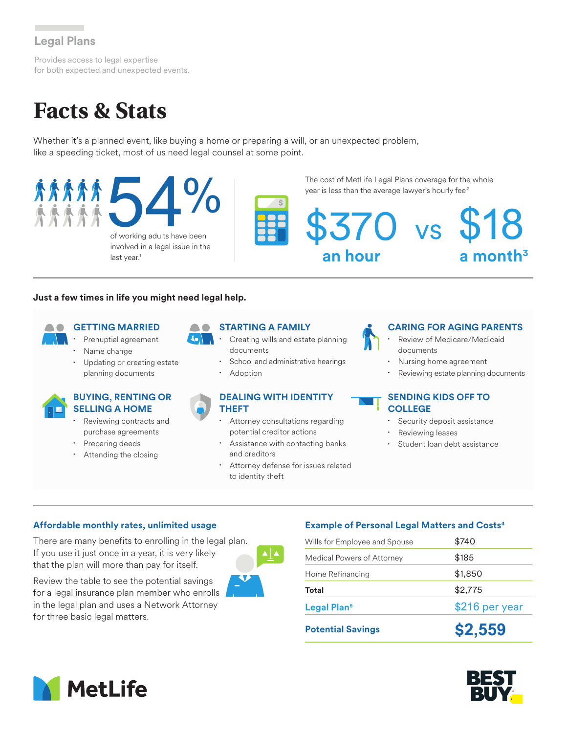Legal Plans

Provides access to legal expertise for both expected and unexpected events.

# Facts & Stats

Whether it's a planned event, like buying a home or preparing a will, or an unexpected problem, like a speeding ticket, most of us need legal counsel at some point.

**54%** of working adults have been involved in a legal issue in the last year.[1]

The cost of MetLife Legal Plans coverage for the whole year is less than the average lawyer's hourly fee[2]

**$370 an hour** vs **$18 a month**[3]

**Just a few times in life you might need legal help.**

### GETTING MARRIED

- Prenuptial agreement
- Name change
- Updating or creating estate planning documents

### STARTING A FAMILY

- Creating wills and estate planning documents
- School and administrative hearings
- Adoption

### CARING FOR AGING PARENTS

- Review of Medicare/Medicaid documents
- Nursing home agreement
- Reviewing estate planning documents

### BUYING, RENTING OR SELLING A HOME

- Reviewing contracts and purchase agreements
- Preparing deeds
- Attending the closing

### DEALING WITH IDENTITY THEFT

- Attorney consultations regarding potential creditor actions
- Assistance with contacting banks and creditors
- Attorney defense for issues related to identity theft

### SENDING KIDS OFF TO COLLEGE

- Security deposit assistance
- Reviewing leases
- Student loan debt assistance

### Affordable monthly rates, unlimited usage

There are many benefits to enrolling in the legal plan. If you use it just once in a year, it is very likely that the plan will more than pay for itself.

Review the table to see the potential savings for a legal insurance plan member who enrolls in the legal plan and uses a Network Attorney for three basic legal matters.

### Example of Personal Legal Matters and Costs[4]

| | |
|---|---|
| Wills for Employee and Spouse | $740 |
| Medical Powers of Attorney | $185 |
| Home Refinancing | $1,850 |
| **Total** | $2,775 |
| **Legal Plan**[5] | $216 per year |
| **Potential Savings** | **$2,559** |

MetLife

BEST BUY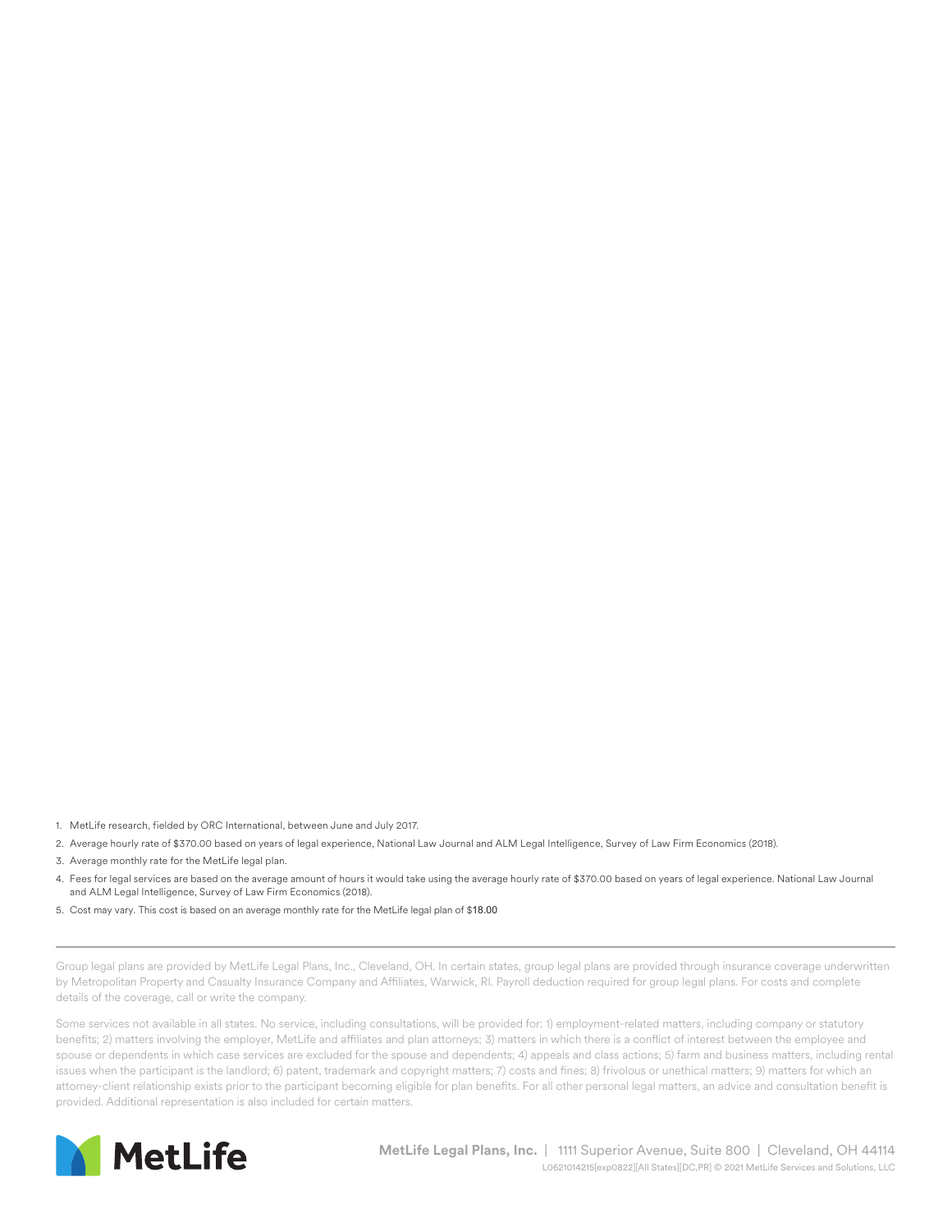1. MetLife research, fielded by ORC International, between June and July 2017.
2. Average hourly rate of $370.00 based on years of legal experience, National Law Journal and ALM Legal Intelligence, Survey of Law Firm Economics (2018).
3. Average monthly rate for the MetLife legal plan.
4. Fees for legal services are based on the average amount of hours it would take using the average hourly rate of $370.00 based on years of legal experience. National Law Journal and ALM Legal Intelligence, Survey of Law Firm Economics (2018).
5. Cost may vary. This cost is based on an average monthly rate for the MetLife legal plan of $18.00

---

Group legal plans are provided by MetLife Legal Plans, Inc., Cleveland, OH. In certain states, group legal plans are provided through insurance coverage underwritten by Metropolitan Property and Casualty Insurance Company and Affiliates, Warwick, RI. Payroll deduction required for group legal plans. For costs and complete details of the coverage, call or write the company.

Some services not available in all states. No service, including consultations, will be provided for: 1) employment-related matters, including company or statutory benefits; 2) matters involving the employer, MetLife and affiliates and plan attorneys; 3) matters in which there is a conflict of interest between the employee and spouse or dependents in which case services are excluded for the spouse and dependents; 4) appeals and class actions; 5) farm and business matters, including rental issues when the participant is the landlord; 6) patent, trademark and copyright matters; 7) costs and fines; 8) frivolous or unethical matters; 9) matters for which an attorney-client relationship exists prior to the participant becoming eligible for plan benefits. For all other personal legal matters, an advice and consultation benefit is provided. Additional representation is also included for certain matters.

MetLife

**MetLife Legal Plans, Inc.** | 1111 Superior Avenue, Suite 800 | Cleveland, OH 44114

L0621014215[exp0822][All States][DC,PR] © 2021 MetLife Services and Solutions, LLC